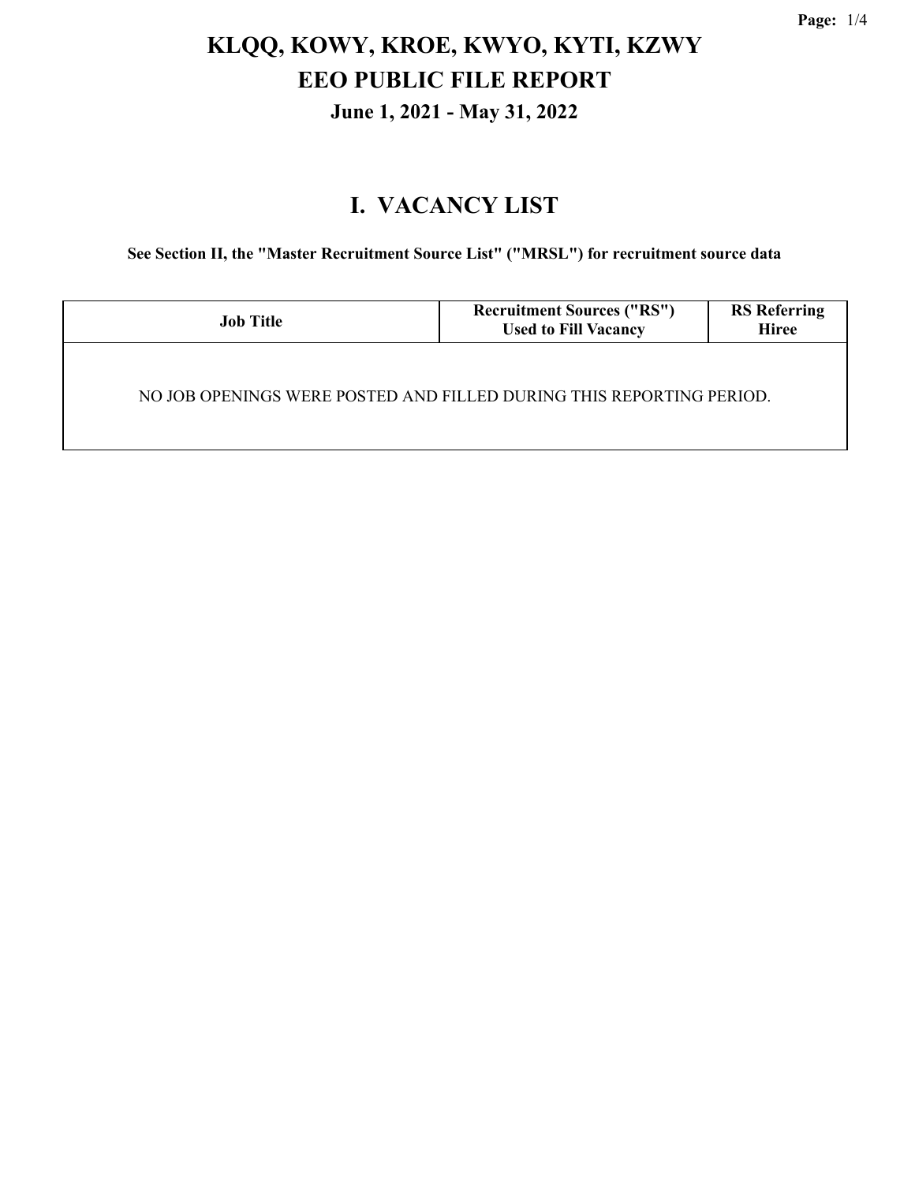# KLQQ, KOWY, KROE, KWYO, KYTI, KZWY
# EEO PUBLIC FILE REPORT
### June 1, 2021 - May 31, 2022

## I. VACANCY LIST

**See Section II, the "Master Recruitment Source List" ("MRSL") for recruitment source data**

| Job Title | Recruitment Sources ("RS") Used to Fill Vacancy | RS Referring Hiree |
|---|---|---|
| NO JOB OPENINGS WERE POSTED AND FILLED DURING THIS REPORTING PERIOD. | | |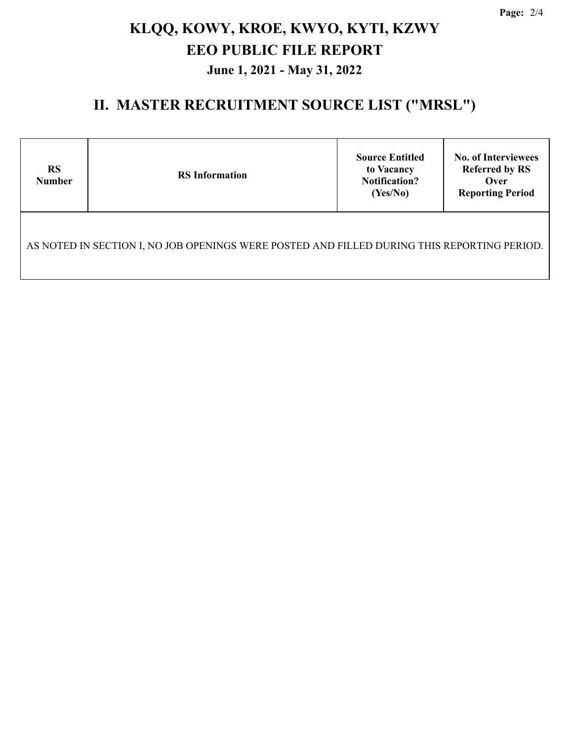# KLQQ, KOWY, KROE, KWYO, KYTI, KZWY
# EEO PUBLIC FILE REPORT
### June 1, 2021 - May 31, 2022

## II. MASTER RECRUITMENT SOURCE LIST ("MRSL")

| RS Number | RS Information | Source Entitled to Vacancy Notification? (Yes/No) | No. of Interviewees Referred by RS Over Reporting Period |
|---|---|---|---|
| AS NOTED IN SECTION I, NO JOB OPENINGS WERE POSTED AND FILLED DURING THIS REPORTING PERIOD. | | | |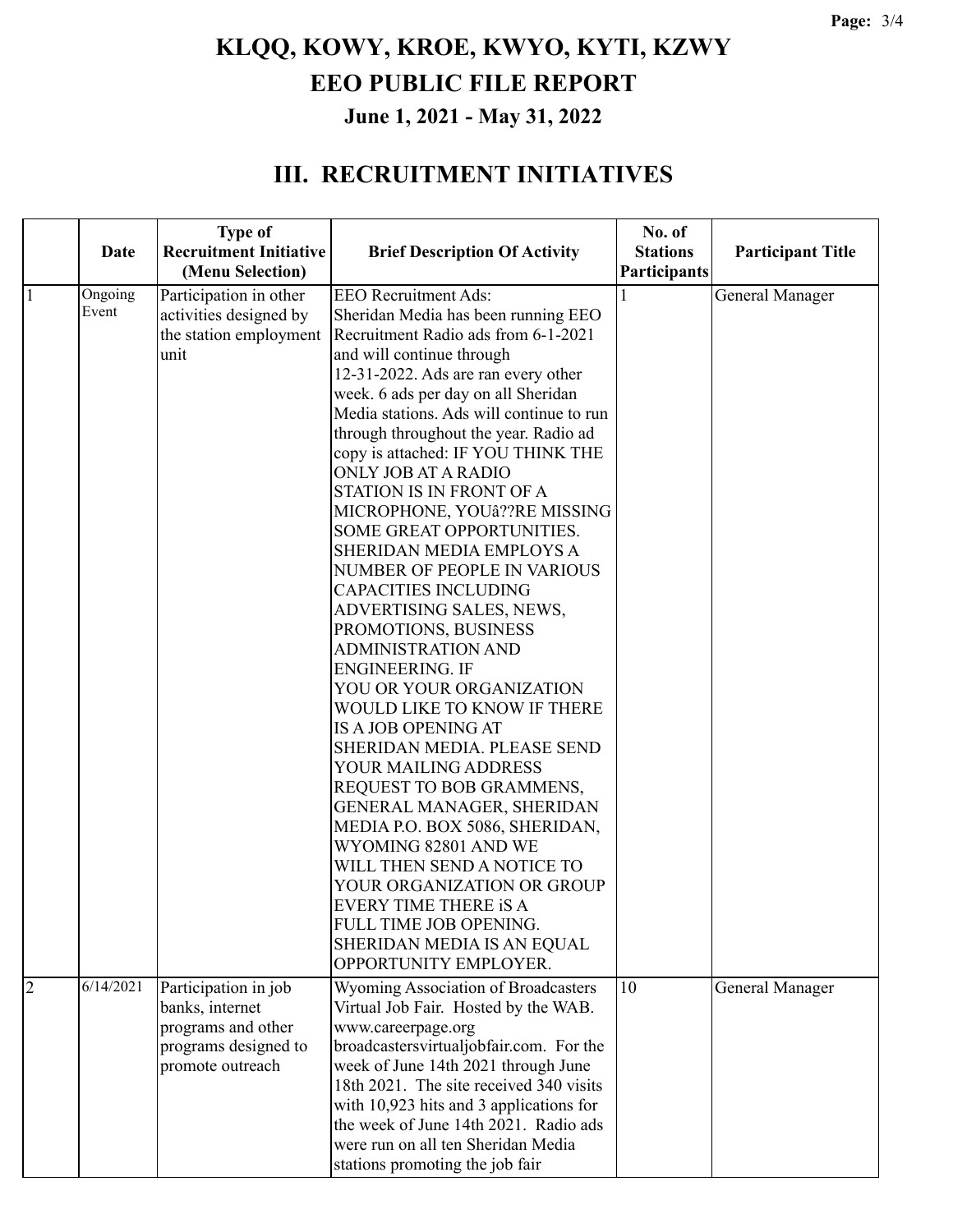# KLQQ, KOWY, KROE, KWYO, KYTI, KZWY

# EEO PUBLIC FILE REPORT

## June 1, 2021 - May 31, 2022

## III. RECRUITMENT INITIATIVES

| | Date | Type of Recruitment Initiative (Menu Selection) | Brief Description Of Activity | No. of Stations Participants | Participant Title |
|---|---|---|---|---|---|
| 1 | Ongoing Event | Participation in other activities designed by the station employment unit | EEO Recruitment Ads: Sheridan Media has been running EEO Recruitment Radio ads from 6-1-2021 and will continue through 12-31-2022. Ads are ran every other week. 6 ads per day on all Sheridan Media stations. Ads will continue to run through throughout the year. Radio ad copy is attached: IF YOU THINK THE ONLY JOB AT A RADIO STATION IS IN FRONT OF A MICROPHONE, YOUâ??RE MISSING SOME GREAT OPPORTUNITIES. SHERIDAN MEDIA EMPLOYS A NUMBER OF PEOPLE IN VARIOUS CAPACITIES INCLUDING ADVERTISING SALES, NEWS, PROMOTIONS, BUSINESS ADMINISTRATION AND ENGINEERING. IF YOU OR YOUR ORGANIZATION WOULD LIKE TO KNOW IF THERE IS A JOB OPENING AT SHERIDAN MEDIA. PLEASE SEND YOUR MAILING ADDRESS REQUEST TO BOB GRAMMENS, GENERAL MANAGER, SHERIDAN MEDIA P.O. BOX 5086, SHERIDAN, WYOMING 82801 AND WE WILL THEN SEND A NOTICE TO YOUR ORGANIZATION OR GROUP EVERY TIME THERE iS A FULL TIME JOB OPENING. SHERIDAN MEDIA IS AN EQUAL OPPORTUNITY EMPLOYER. | 1 | General Manager |
| 2 | 6/14/2021 | Participation in job banks, internet programs and other programs designed to promote outreach | Wyoming Association of Broadcasters Virtual Job Fair. Hosted by the WAB. www.careerpage.org broadcastersvirtualjobfair.com. For the week of June 14th 2021 through June 18th 2021. The site received 340 visits with 10,923 hits and 3 applications for the week of June 14th 2021. Radio ads were run on all ten Sheridan Media stations promoting the job fair | 10 | General Manager |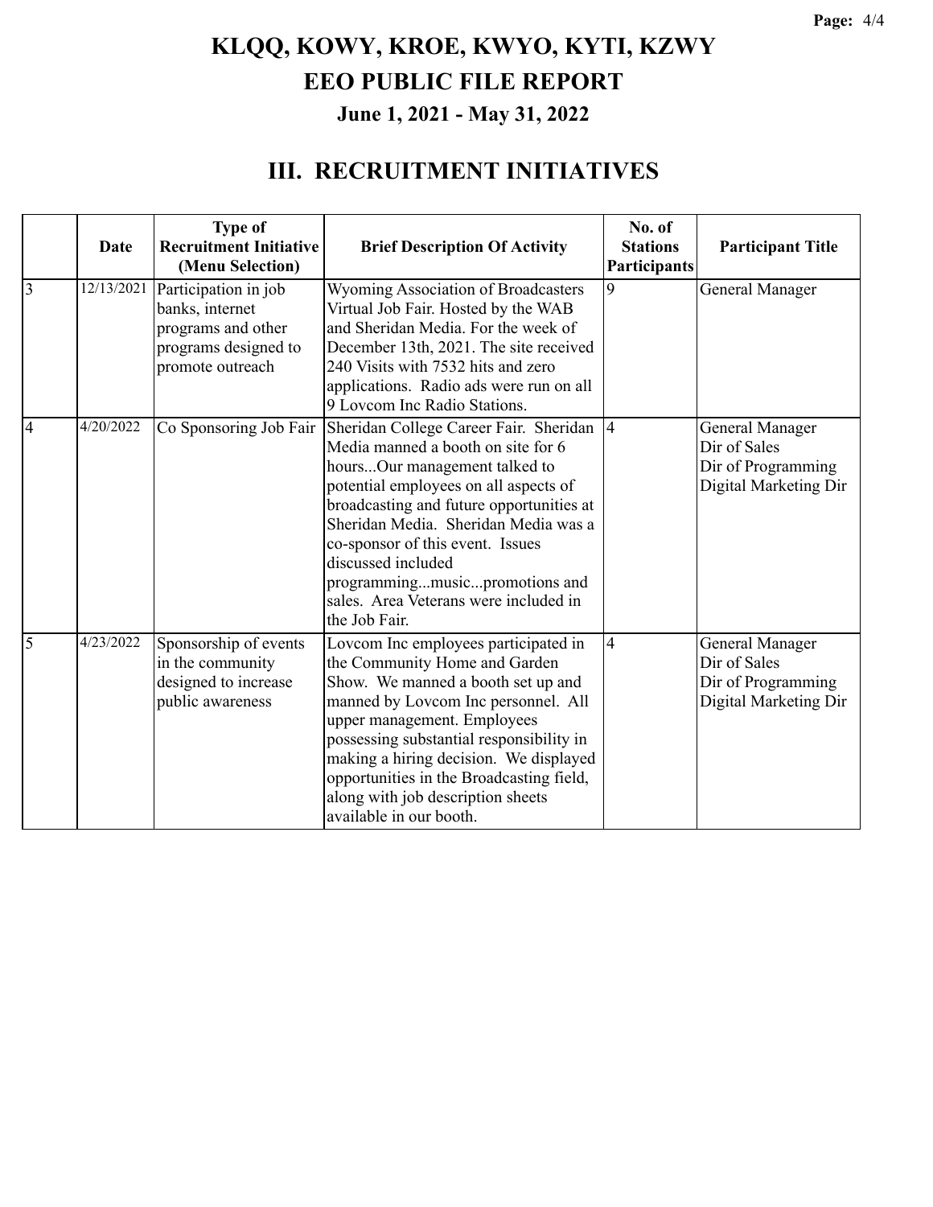# KLQQ, KOWY, KROE, KWYO, KYTI, KZWY

# EEO PUBLIC FILE REPORT

### June 1, 2021 - May 31, 2022

## III. RECRUITMENT INITIATIVES

| | Date | Type of Recruitment Initiative (Menu Selection) | Brief Description Of Activity | No. of Stations Participants | Participant Title |
|---|---|---|---|---|---|
| 3 | 12/13/2021 | Participation in job banks, internet programs and other programs designed to promote outreach | Wyoming Association of Broadcasters Virtual Job Fair. Hosted by the WAB and Sheridan Media. For the week of December 13th, 2021. The site received 240 Visits with 7532 hits and zero applications. Radio ads were run on all 9 Lovcom Inc Radio Stations. | 9 | General Manager |
| 4 | 4/20/2022 | Co Sponsoring Job Fair | Sheridan College Career Fair. Sheridan Media manned a booth on site for 6 hours...Our management talked to potential employees on all aspects of broadcasting and future opportunities at Sheridan Media. Sheridan Media was a co-sponsor of this event. Issues discussed included programming...music...promotions and sales. Area Veterans were included in the Job Fair. | 4 | General Manager<br>Dir of Sales<br>Dir of Programming<br>Digital Marketing Dir |
| 5 | 4/23/2022 | Sponsorship of events in the community designed to increase public awareness | Lovcom Inc employees participated in the Community Home and Garden Show. We manned a booth set up and manned by Lovcom Inc personnel. All upper management. Employees possessing substantial responsibility in making a hiring decision. We displayed opportunities in the Broadcasting field, along with job description sheets available in our booth. | 4 | General Manager<br>Dir of Sales<br>Dir of Programming<br>Digital Marketing Dir |